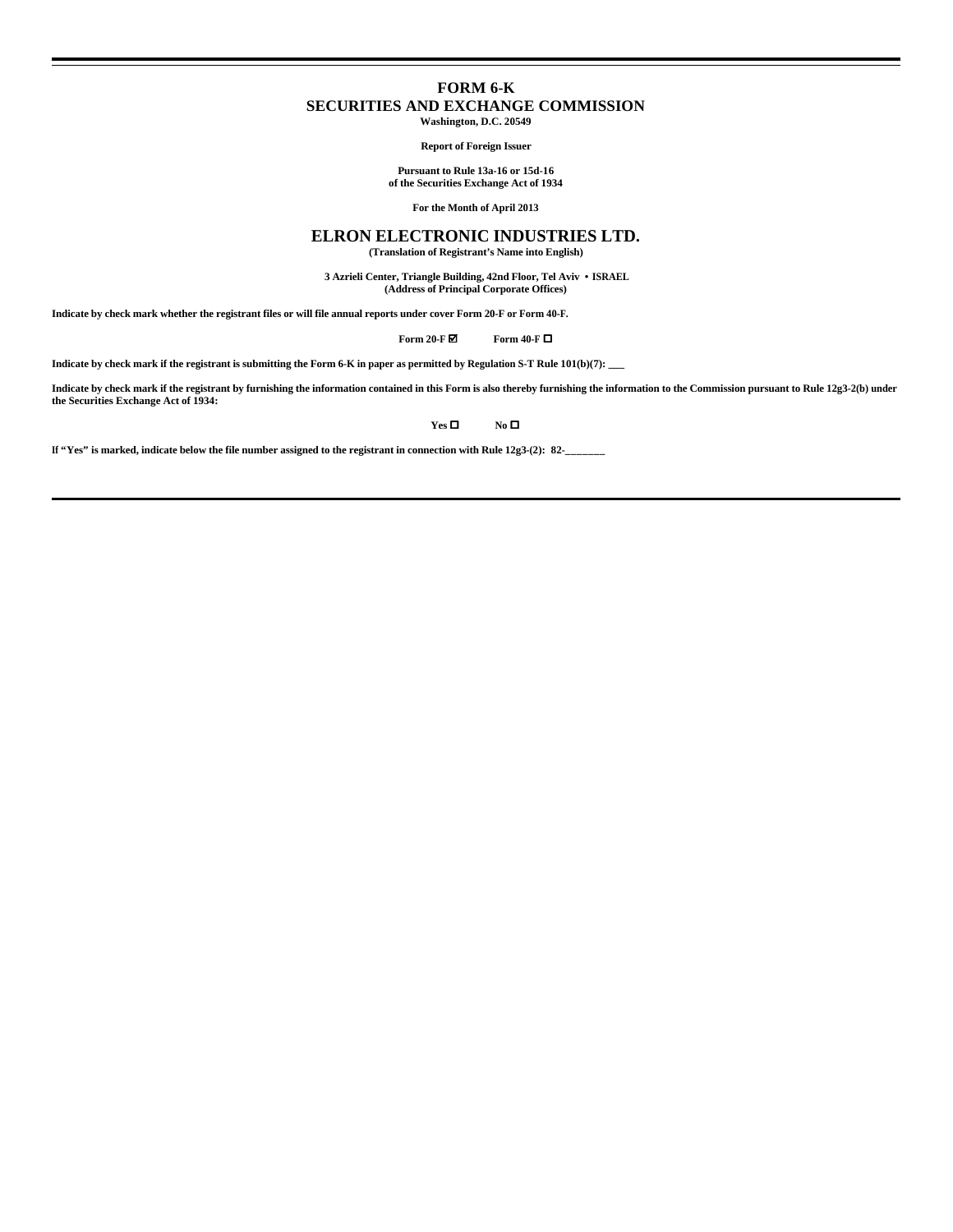# FORM 6-K

## SECURITIES AND EXCHANGE COMMISSION

**Washington, D.C. 20549**

**Report of Foreign Issuer**

**Pursuant to Rule 13a-16 or 15d-16**
**of the Securities Exchange Act of 1934**

**For the Month of April 2013**

# ELRON ELECTRONIC INDUSTRIES LTD.

**(Translation of Registrant's Name into English)**

**3 Azrieli Center, Triangle Building, 42nd Floor, Tel Aviv • ISRAEL**
**(Address of Principal Corporate Offices)**

**Indicate by check mark whether the registrant files or will file annual reports under cover Form 20-F or Form 40-F.**

**Form 20-F ☑ Form 40-F ☐**

**Indicate by check mark if the registrant is submitting the Form 6-K in paper as permitted by Regulation S-T Rule 101(b)(7): \_\_\_**

**Indicate by check mark if the registrant by furnishing the information contained in this Form is also thereby furnishing the information to the Commission pursuant to Rule 12g3-2(b) under the Securities Exchange Act of 1934:**

**Yes ☐ No ☐**

**If "Yes" is marked, indicate below the file number assigned to the registrant in connection with Rule 12g3-(2): 82-\_\_\_\_\_\_\_**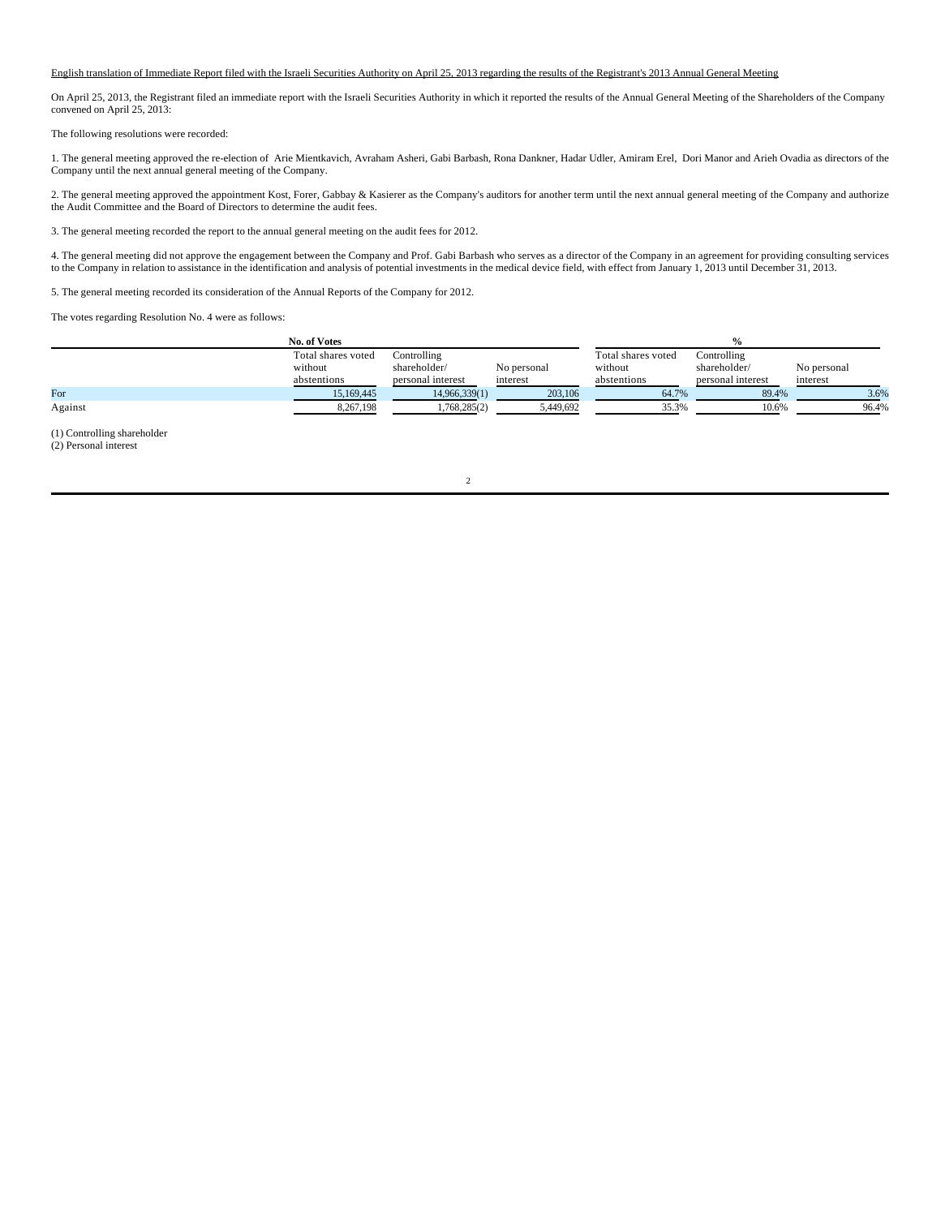English translation of Immediate Report filed with the Israeli Securities Authority on April 25, 2013 regarding the results of the Registrant's 2013 Annual General Meeting

On April 25, 2013, the Registrant filed an immediate report with the Israeli Securities Authority in which it reported the results of the Annual General Meeting of the Shareholders of the Company convened on April 25, 2013:

The following resolutions were recorded:

1. The general meeting approved the re-election of Arie Mientkavich, Avraham Asheri, Gabi Barbash, Rona Dankner, Hadar Udler, Amiram Erel, Dori Manor and Arieh Ovadia as directors of the Company until the next annual general meeting of the Company.

2. The general meeting approved the appointment Kost, Forer, Gabbay & Kasierer as the Company's auditors for another term until the next annual general meeting of the Company and authorize the Audit Committee and the Board of Directors to determine the audit fees.

3. The general meeting recorded the report to the annual general meeting on the audit fees for 2012.

4. The general meeting did not approve the engagement between the Company and Prof. Gabi Barbash who serves as a director of the Company in an agreement for providing consulting services to the Company in relation to assistance in the identification and analysis of potential investments in the medical device field, with effect from January 1, 2013 until December 31, 2013.

5. The general meeting recorded its consideration of the Annual Reports of the Company for 2012.

The votes regarding Resolution No. 4 were as follows:

| | No. of Votes | | | % | | |
|---|---|---|---|---|---|---|
| | Total shares voted without abstentions | Controlling shareholder/ personal interest | No personal interest | Total shares voted without abstentions | Controlling shareholder/ personal interest | No personal interest |
| For | 15,169,445 | 14,966,339(1) | 203,106 | 64.7% | 89.4% | 3.6% |
| Against | 8,267,198 | 1,768,285(2) | 5,449,692 | 35.3% | 10.6% | 96.4% |

(1) Controlling shareholder
(2) Personal interest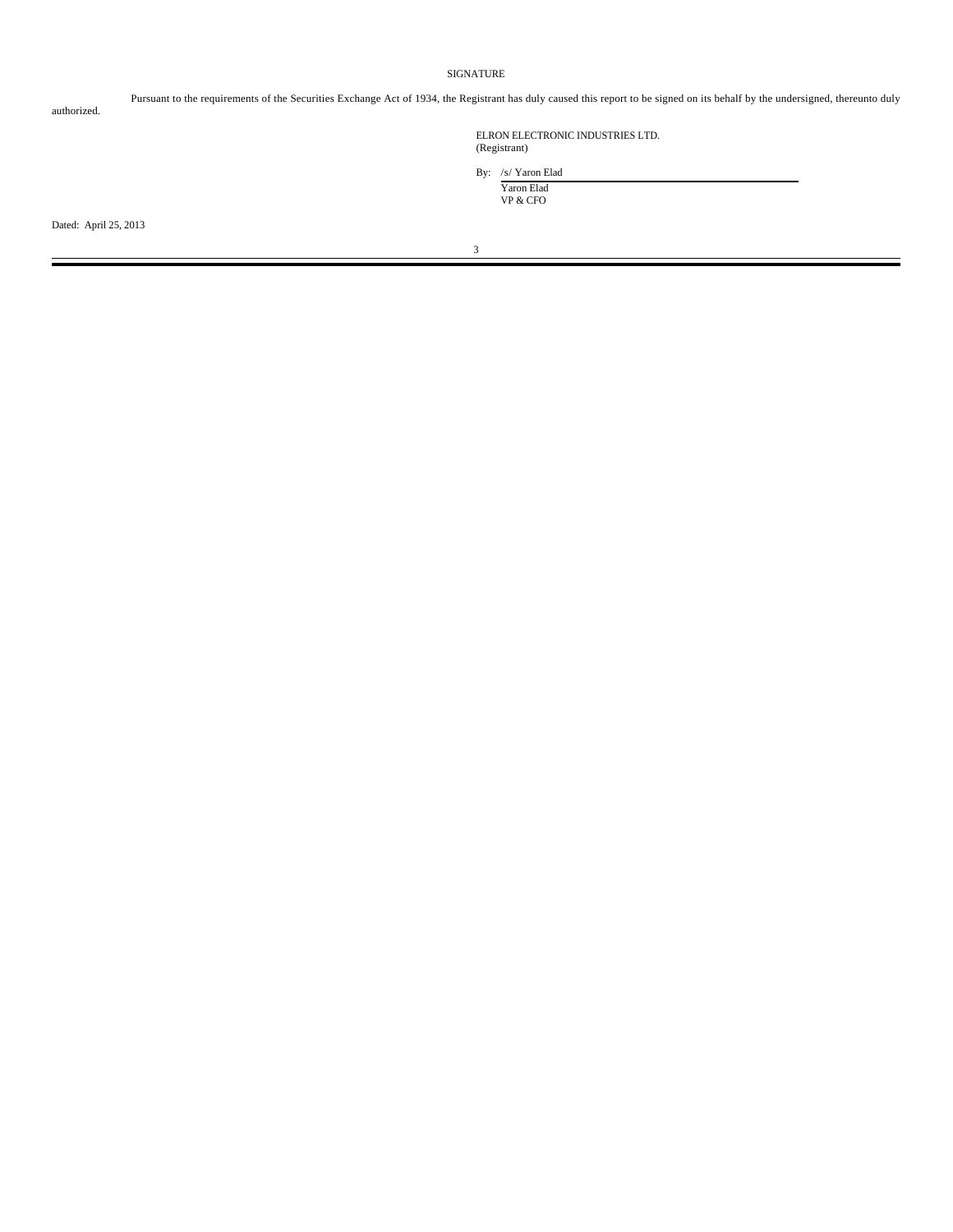SIGNATURE

Pursuant to the requirements of the Securities Exchange Act of 1934, the Registrant has duly caused this report to be signed on its behalf by the undersigned, thereunto duly authorized.

ELRON ELECTRONIC INDUSTRIES LTD.
(Registrant)

By: /s/ Yaron Elad
Yaron Elad
VP & CFO

Dated: April 25, 2013